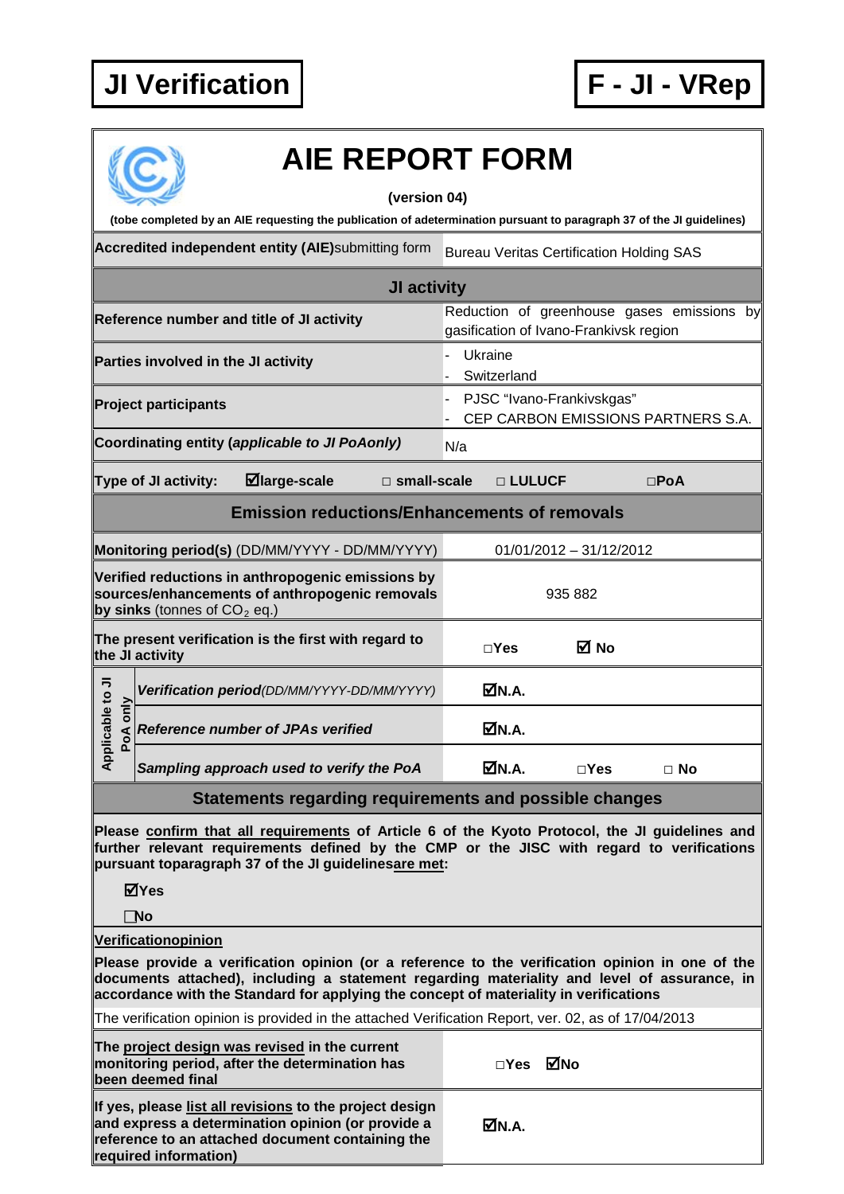**JI Verification** | **F - JI - VRep**

# AIE REPORT FORM

**(version 04)**

**(tobe completed by an AIE requesting the publication of adetermination pursuant to paragraph 37 of the JI guidelines)**

| **Accredited independent entity (AIE)**submitting form | Bureau Veritas Certification Holding SAS |
|---|---|
| **JI activity** | |
| **Reference number and title of JI activity** | Reduction of greenhouse gases emissions by gasification of Ivano-Frankivsk region |
| **Parties involved in the JI activity** | - Ukraine<br>- Switzerland |
| **Project participants** | - PJSC "Ivano-Frankivskgas"<br>- CEP CARBON EMISSIONS PARTNERS S.A. |
| **Coordinating entity (*applicable to JI PoAonly*)** | N/a |
| **Type of JI activity:** ☑**large-scale** □ **small-scale** □ **LULUCF** □**PoA** | |
| **Emission reductions/Enhancements of removals** | |
| **Monitoring period(s)** (DD/MM/YYYY - DD/MM/YYYY) | 01/01/2012 – 31/12/2012 |
| **Verified reductions in anthropogenic emissions by sources/enhancements of anthropogenic removals by sinks** (tonnes of $CO_2$ eq.) | 935 882 |
| **The present verification is the first with regard to the JI activity** | □Yes ☑ No |
| *Applicable to JI PoA only*: ***Verification period****(DD/MM/YYYY-DD/MM/YYYY)* | ☑**N.A.** |
| *Applicable to JI PoA only*: ***Reference number of JPAs verified*** | ☑**N.A.** |
| *Applicable to JI PoA only*: ***Sampling approach used to verify the PoA*** | ☑**N.A.** □**Yes** □ **No** |

## Statements regarding requirements and possible changes

**Please confirm that all requirements of Article 6 of the Kyoto Protocol, the JI guidelines and further relevant requirements defined by the CMP or the JISC with regard to verifications pursuant toparagraph 37 of the JI guidelinesare met:**

☑**Yes**

□**No**

**Verificationopinion**

**Please provide a verification opinion (or a reference to the verification opinion in one of the documents attached), including a statement regarding materiality and level of assurance, in accordance with the Standard for applying the concept of materiality in verifications**

The verification opinion is provided in the attached Verification Report, ver. 02, as of 17/04/2013

| **The project design was revised in the current monitoring period, after the determination has been deemed final** | □**Yes** ☑**No** |
|---|---|
| **If yes, please list all revisions to the project design and express a determination opinion (or provide a reference to an attached document containing the required information)** | ☑**N.A.** |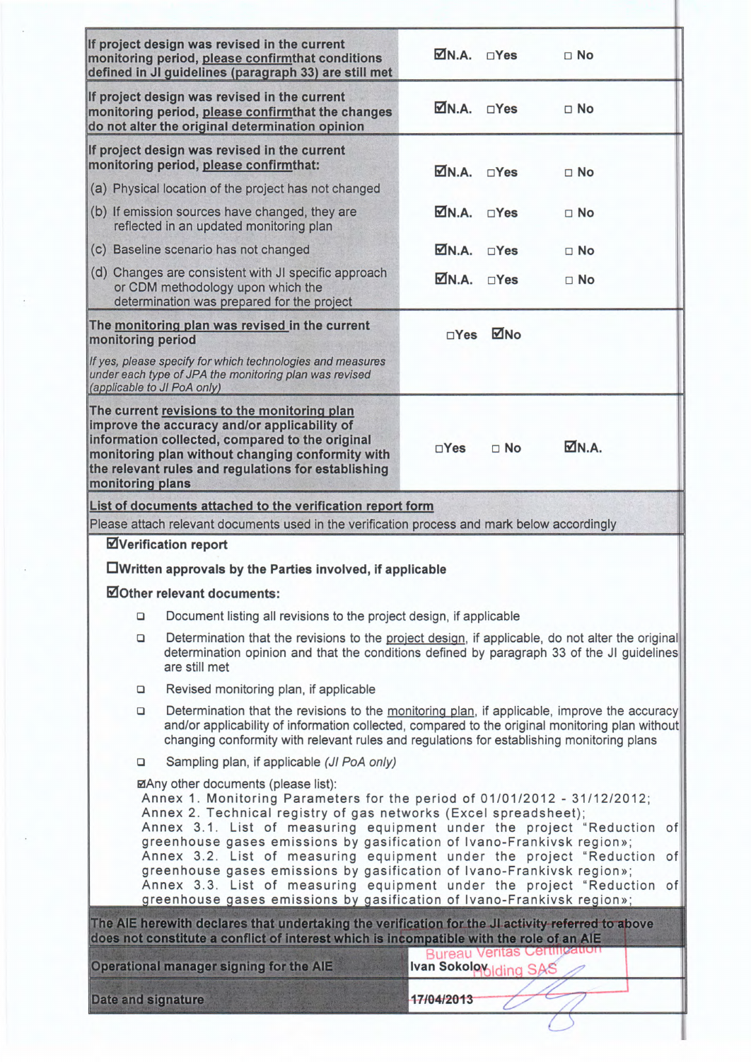| | | | |
|---|---|---|---|
| If project design was revised in the current monitoring period, <u>please confirm</u>that conditions defined in JI guidelines (paragraph 33) are still met | ☑N.A. | ☐Yes | ☐ No |
| If project design was revised in the current monitoring period, <u>please confirm</u>that the changes do not alter the original determination opinion | ☑N.A. | ☐Yes | ☐ No |
| If project design was revised in the current monitoring period, <u>please confirm</u>that: (a) Physical location of the project has not changed | ☑N.A. | ☐Yes | ☐ No |
| (b) If emission sources have changed, they are reflected in an updated monitoring plan | ☑N.A. | ☐Yes | ☐ No |
| (c) Baseline scenario has not changed | ☑N.A. | ☐Yes | ☐ No |
| (d) Changes are consistent with JI specific approach or CDM methodology upon which the determination was prepared for the project | ☑N.A. | ☐Yes | ☐ No |
| The <u>monitoring plan was revised</u> in the current monitoring period *If yes, please specify for which technologies and measures under each type of JPA the monitoring plan was revised (applicable to JI PoA only)* | ☐Yes | ☑No | |
| The current <u>revisions to the monitoring plan</u> improve the accuracy and/or applicability of information collected, compared to the original monitoring plan without changing conformity with the relevant rules and regulations for establishing monitoring plans | ☐Yes | ☐ No | ☑N.A. |

**<u>List of documents attached to the verification report form</u>**

Please attach relevant documents used in the verification process and mark below accordingly

☑**Verification report**

☐**Written approvals by the Parties involved, if applicable**

☑**Other relevant documents:**

- ☐ Document listing all revisions to the project design, if applicable
- ☐ Determination that the revisions to the <u>project design</u>, if applicable, do not alter the original determination opinion and that the conditions defined by paragraph 33 of the JI guidelines are still met
- ☐ Revised monitoring plan, if applicable
- ☐ Determination that the revisions to the <u>monitoring plan</u>, if applicable, improve the accuracy and/or applicability of information collected, compared to the original monitoring plan without changing conformity with relevant rules and regulations for establishing monitoring plans
- ☐ Sampling plan, if applicable *(JI PoA only)*

☑Any other documents (please list):
Annex 1. Monitoring Parameters for the period of 01/01/2012 - 31/12/2012;
Annex 2. Technical registry of gas networks (Excel spreadsheet);
Annex 3.1. List of measuring equipment under the project "Reduction of greenhouse gases emissions by gasification of Ivano-Frankivsk region»;
Annex 3.2. List of measuring equipment under the project "Reduction of greenhouse gases emissions by gasification of Ivano-Frankivsk region»;
Annex 3.3. List of measuring equipment under the project "Reduction of greenhouse gases emissions by gasification of Ivano-Frankivsk region»;

**The AIE herewith declares that undertaking the verification for the JI activity referred to above does not constitute a conflict of interest which is incompatible with the role of an AIE**

| | |
|---|---|
| **Operational manager signing for the AIE** | **Ivan Sokolov** Bureau Veritas Certification Holding SAS |
| **Date and signature** | **17/04/2013** |